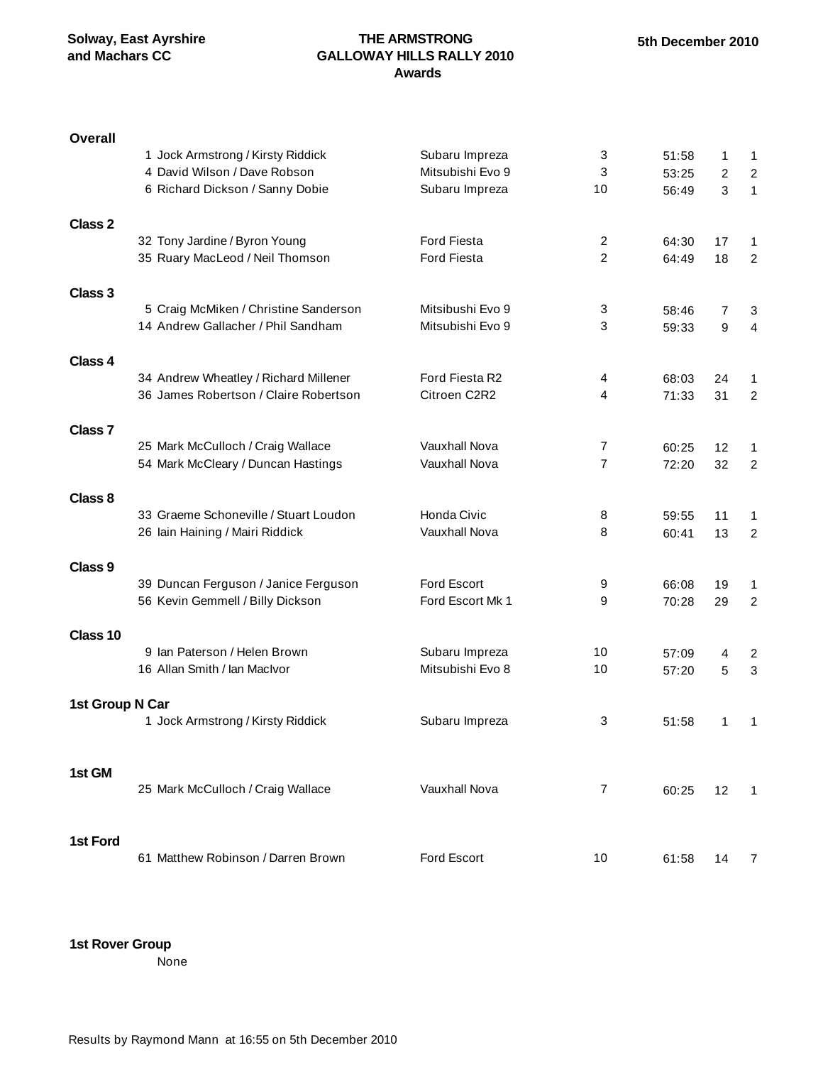**Solway, East Ayrshire and Machars CC**

# THE ARMSTRONG GALLOWAY HILLS RALLY 2010
## Awards

**5th December 2010**

### Overall

| No. | Crew | Car | Class | Time | Pos | Class Pos |
|---|---|---|---|---|---|---|
| 1 | Jock Armstrong / Kirsty Riddick | Subaru Impreza | 3 | 51:58 | 1 | 1 |
| 4 | David Wilson / Dave Robson | Mitsubishi Evo 9 | 3 | 53:25 | 2 | 2 |
| 6 | Richard Dickson / Sanny Dobie | Subaru Impreza | 10 | 56:49 | 3 | 1 |

### Class 2

| No. | Crew | Car | Class | Time | Pos | Class Pos |
|---|---|---|---|---|---|---|
| 32 | Tony Jardine / Byron Young | Ford Fiesta | 2 | 64:30 | 17 | 1 |
| 35 | Ruary MacLeod / Neil Thomson | Ford Fiesta | 2 | 64:49 | 18 | 2 |

### Class 3

| No. | Crew | Car | Class | Time | Pos | Class Pos |
|---|---|---|---|---|---|---|
| 5 | Craig McMiken / Christine Sanderson | Mitsibushi Evo 9 | 3 | 58:46 | 7 | 3 |
| 14 | Andrew Gallacher / Phil Sandham | Mitsubishi Evo 9 | 3 | 59:33 | 9 | 4 |

### Class 4

| No. | Crew | Car | Class | Time | Pos | Class Pos |
|---|---|---|---|---|---|---|
| 34 | Andrew Wheatley / Richard Millener | Ford Fiesta R2 | 4 | 68:03 | 24 | 1 |
| 36 | James Robertson / Claire Robertson | Citroen C2R2 | 4 | 71:33 | 31 | 2 |

### Class 7

| No. | Crew | Car | Class | Time | Pos | Class Pos |
|---|---|---|---|---|---|---|
| 25 | Mark McCulloch / Craig Wallace | Vauxhall Nova | 7 | 60:25 | 12 | 1 |
| 54 | Mark McCleary / Duncan Hastings | Vauxhall Nova | 7 | 72:20 | 32 | 2 |

### Class 8

| No. | Crew | Car | Class | Time | Pos | Class Pos |
|---|---|---|---|---|---|---|
| 33 | Graeme Schoneville / Stuart Loudon | Honda Civic | 8 | 59:55 | 11 | 1 |
| 26 | Iain Haining / Mairi Riddick | Vauxhall Nova | 8 | 60:41 | 13 | 2 |

### Class 9

| No. | Crew | Car | Class | Time | Pos | Class Pos |
|---|---|---|---|---|---|---|
| 39 | Duncan Ferguson / Janice Ferguson | Ford Escort | 9 | 66:08 | 19 | 1 |
| 56 | Kevin Gemmell / Billy Dickson | Ford Escort Mk 1 | 9 | 70:28 | 29 | 2 |

### Class 10

| No. | Crew | Car | Class | Time | Pos | Class Pos |
|---|---|---|---|---|---|---|
| 9 | Ian Paterson / Helen Brown | Subaru Impreza | 10 | 57:09 | 4 | 2 |
| 16 | Allan Smith / Ian MacIvor | Mitsubishi Evo 8 | 10 | 57:20 | 5 | 3 |

### 1st Group N Car

| No. | Crew | Car | Class | Time | Pos | Class Pos |
|---|---|---|---|---|---|---|
| 1 | Jock Armstrong / Kirsty Riddick | Subaru Impreza | 3 | 51:58 | 1 | 1 |

### 1st GM

| No. | Crew | Car | Class | Time | Pos | Class Pos |
|---|---|---|---|---|---|---|
| 25 | Mark McCulloch / Craig Wallace | Vauxhall Nova | 7 | 60:25 | 12 | 1 |

### 1st Ford

| No. | Crew | Car | Class | Time | Pos | Class Pos |
|---|---|---|---|---|---|---|
| 61 | Matthew Robinson / Darren Brown | Ford Escort | 10 | 61:58 | 14 | 7 |

### 1st Rover Group

None

Results by Raymond Mann at 16:55 on 5th December 2010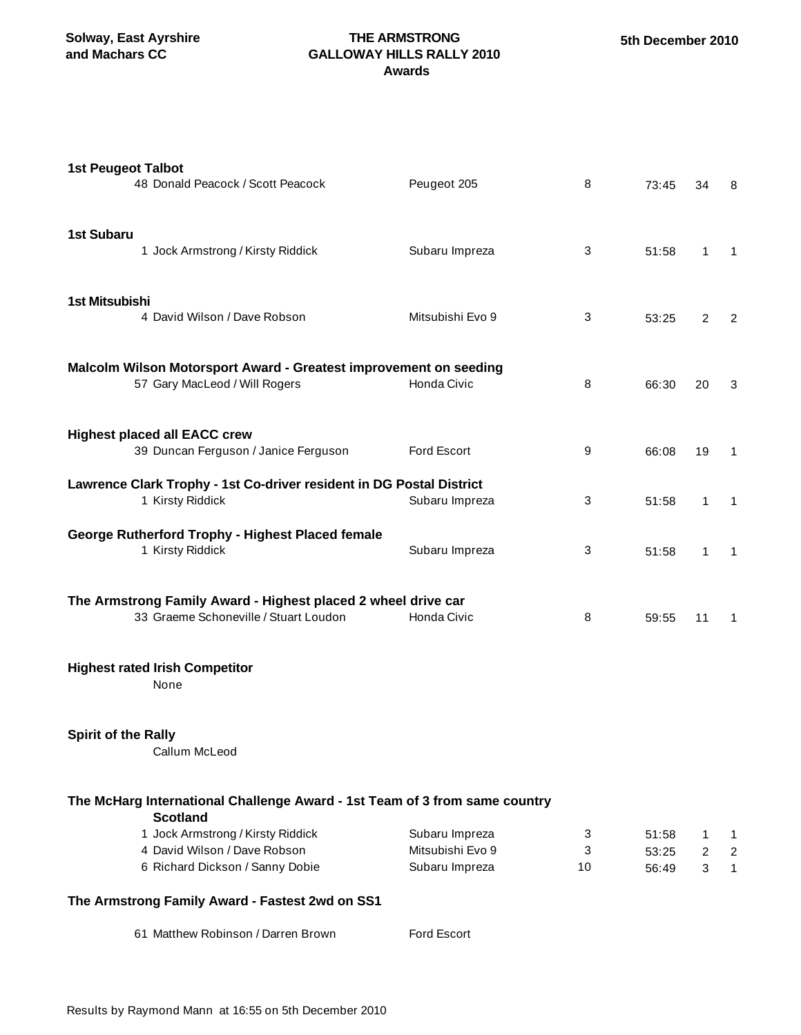**Solway, East Ayrshire and Machars CC**

**THE ARMSTRONG GALLOWAY HILLS RALLY 2010**
**Awards**

**5th December 2010**

**1st Peugeot Talbot**

| No. | Crew | Car | Class | Time | Overall | Class Pos |
|---|---|---|---|---|---|---|
| 48 | Donald Peacock / Scott Peacock | Peugeot 205 | 8 | 73:45 | 34 | 8 |

**1st Subaru**

| No. | Crew | Car | Class | Time | Overall | Class Pos |
|---|---|---|---|---|---|---|
| 1 | Jock Armstrong / Kirsty Riddick | Subaru Impreza | 3 | 51:58 | 1 | 1 |

**1st Mitsubishi**

| No. | Crew | Car | Class | Time | Overall | Class Pos |
|---|---|---|---|---|---|---|
| 4 | David Wilson / Dave Robson | Mitsubishi Evo 9 | 3 | 53:25 | 2 | 2 |

**Malcolm Wilson Motorsport Award - Greatest improvement on seeding**

| No. | Crew | Car | Class | Time | Overall | Class Pos |
|---|---|---|---|---|---|---|
| 57 | Gary MacLeod / Will Rogers | Honda Civic | 8 | 66:30 | 20 | 3 |

**Highest placed all EACC crew**

| No. | Crew | Car | Class | Time | Overall | Class Pos |
|---|---|---|---|---|---|---|
| 39 | Duncan Ferguson / Janice Ferguson | Ford Escort | 9 | 66:08 | 19 | 1 |

**Lawrence Clark Trophy - 1st Co-driver resident in DG Postal District**

| No. | Crew | Car | Class | Time | Overall | Class Pos |
|---|---|---|---|---|---|---|
| 1 | Kirsty Riddick | Subaru Impreza | 3 | 51:58 | 1 | 1 |

**George Rutherford Trophy - Highest Placed female**

| No. | Crew | Car | Class | Time | Overall | Class Pos |
|---|---|---|---|---|---|---|
| 1 | Kirsty Riddick | Subaru Impreza | 3 | 51:58 | 1 | 1 |

**The Armstrong Family Award - Highest placed 2 wheel drive car**

| No. | Crew | Car | Class | Time | Overall | Class Pos |
|---|---|---|---|---|---|---|
| 33 | Graeme Schoneville / Stuart Loudon | Honda Civic | 8 | 59:55 | 11 | 1 |

**Highest rated Irish Competitor**

None

**Spirit of the Rally**

Callum McLeod

**The McHarg International Challenge Award - 1st Team of 3 from same country**

**Scotland**

| No. | Crew | Car | Class | Time | Overall | Class Pos |
|---|---|---|---|---|---|---|
| 1 | Jock Armstrong / Kirsty Riddick | Subaru Impreza | 3 | 51:58 | 1 | 1 |
| 4 | David Wilson / Dave Robson | Mitsubishi Evo 9 | 3 | 53:25 | 2 | 2 |
| 6 | Richard Dickson / Sanny Dobie | Subaru Impreza | 10 | 56:49 | 3 | 1 |

**The Armstrong Family Award - Fastest 2wd on SS1**

| No. | Crew | Car |
|---|---|---|
| 61 | Matthew Robinson / Darren Brown | Ford Escort |

Results by Raymond Mann at 16:55 on 5th December 2010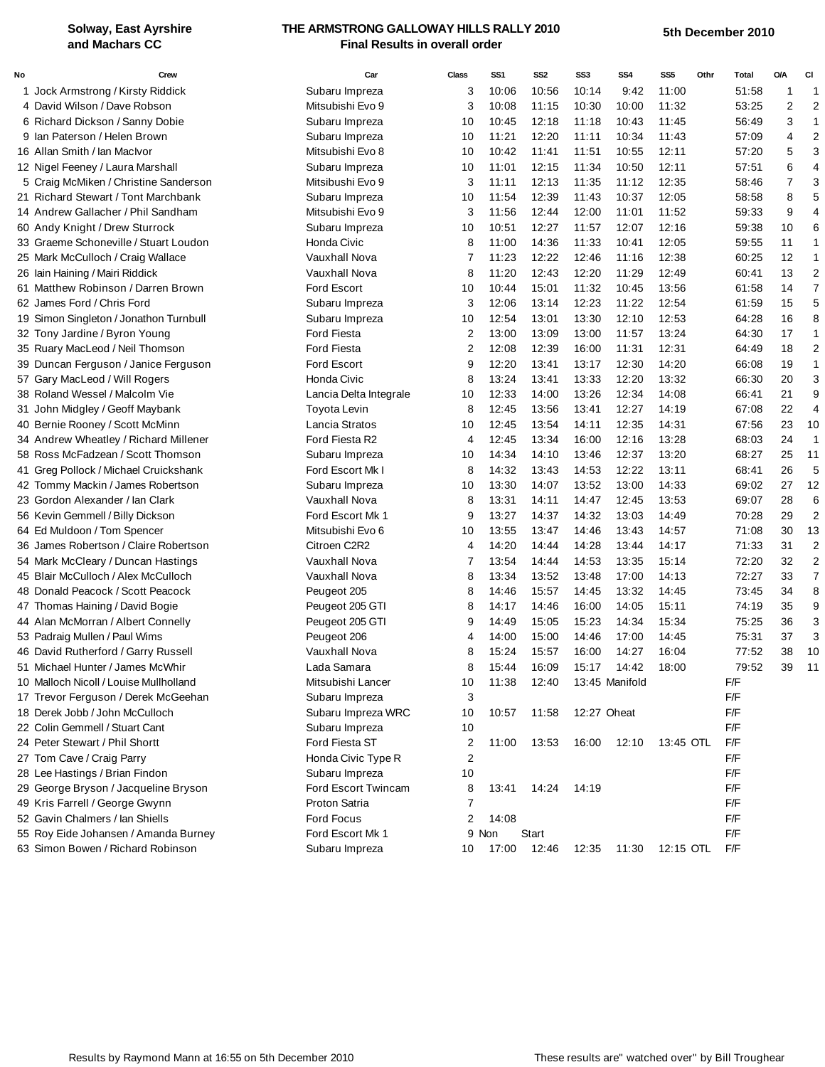Solway, East Ayrshire and Machars CC

# THE ARMSTRONG GALLOWAY HILLS RALLY 2010

## Final Results in overall order

5th December 2010

| No | Crew | Car | Class | SS1 | SS2 | SS3 | SS4 | SS5 | Othr | Total | O/A | Cl |
|---|---|---|---|---|---|---|---|---|---|---|---|---|
| 1 | Jock Armstrong / Kirsty Riddick | Subaru Impreza | 3 | 10:06 | 10:56 | 10:14 | 9:42 | 11:00 | | 51:58 | 1 | 1 |
| 4 | David Wilson / Dave Robson | Mitsubishi Evo 9 | 3 | 10:08 | 11:15 | 10:30 | 10:00 | 11:32 | | 53:25 | 2 | 2 |
| 6 | Richard Dickson / Sanny Dobie | Subaru Impreza | 10 | 10:45 | 12:18 | 11:18 | 10:43 | 11:45 | | 56:49 | 3 | 1 |
| 9 | Ian Paterson / Helen Brown | Subaru Impreza | 10 | 11:21 | 12:20 | 11:11 | 10:34 | 11:43 | | 57:09 | 4 | 2 |
| 16 | Allan Smith / Ian MacIvor | Mitsubishi Evo 8 | 10 | 10:42 | 11:41 | 11:51 | 10:55 | 12:11 | | 57:20 | 5 | 3 |
| 12 | Nigel Feeney / Laura Marshall | Subaru Impreza | 10 | 11:01 | 12:15 | 11:34 | 10:50 | 12:11 | | 57:51 | 6 | 4 |
| 5 | Craig McMiken / Christine Sanderson | Mitsibushi Evo 9 | 3 | 11:11 | 12:13 | 11:35 | 11:12 | 12:35 | | 58:46 | 7 | 3 |
| 21 | Richard Stewart / Tont Marchbank | Subaru Impreza | 10 | 11:54 | 12:39 | 11:43 | 10:37 | 12:05 | | 58:58 | 8 | 5 |
| 14 | Andrew Gallacher / Phil Sandham | Mitsubishi Evo 9 | 3 | 11:56 | 12:44 | 12:00 | 11:01 | 11:52 | | 59:33 | 9 | 4 |
| 60 | Andy Knight / Drew Sturrock | Subaru Impreza | 10 | 10:51 | 12:27 | 11:57 | 12:07 | 12:16 | | 59:38 | 10 | 6 |
| 33 | Graeme Schoneville / Stuart Loudon | Honda Civic | 8 | 11:00 | 14:36 | 11:33 | 10:41 | 12:05 | | 59:55 | 11 | 1 |
| 25 | Mark McCulloch / Craig Wallace | Vauxhall Nova | 7 | 11:23 | 12:22 | 12:46 | 11:16 | 12:38 | | 60:25 | 12 | 1 |
| 26 | Iain Haining / Mairi Riddick | Vauxhall Nova | 8 | 11:20 | 12:43 | 12:20 | 11:29 | 12:49 | | 60:41 | 13 | 2 |
| 61 | Matthew Robinson / Darren Brown | Ford Escort | 10 | 10:44 | 15:01 | 11:32 | 10:45 | 13:56 | | 61:58 | 14 | 7 |
| 62 | James Ford / Chris Ford | Subaru Impreza | 3 | 12:06 | 13:14 | 12:23 | 11:22 | 12:54 | | 61:59 | 15 | 5 |
| 19 | Simon Singleton / Jonathon Turnbull | Subaru Impreza | 10 | 12:54 | 13:01 | 13:30 | 12:10 | 12:53 | | 64:28 | 16 | 8 |
| 32 | Tony Jardine / Byron Young | Ford Fiesta | 2 | 13:00 | 13:09 | 13:00 | 11:57 | 13:24 | | 64:30 | 17 | 1 |
| 35 | Ruary MacLeod / Neil Thomson | Ford Fiesta | 2 | 12:08 | 12:39 | 16:00 | 11:31 | 12:31 | | 64:49 | 18 | 2 |
| 39 | Duncan Ferguson / Janice Ferguson | Ford Escort | 9 | 12:20 | 13:41 | 13:17 | 12:30 | 14:20 | | 66:08 | 19 | 1 |
| 57 | Gary MacLeod / Will Rogers | Honda Civic | 8 | 13:24 | 13:41 | 13:33 | 12:20 | 13:32 | | 66:30 | 20 | 3 |
| 38 | Roland Wessel / Malcolm Vie | Lancia Delta Integrale | 10 | 12:33 | 14:00 | 13:26 | 12:34 | 14:08 | | 66:41 | 21 | 9 |
| 31 | John Midgley / Geoff Maybank | Toyota Levin | 8 | 12:45 | 13:56 | 13:41 | 12:27 | 14:19 | | 67:08 | 22 | 4 |
| 40 | Bernie Rooney / Scott McMinn | Lancia Stratos | 10 | 12:45 | 13:54 | 14:11 | 12:35 | 14:31 | | 67:56 | 23 | 10 |
| 34 | Andrew Wheatley / Richard Millener | Ford Fiesta R2 | 4 | 12:45 | 13:34 | 16:00 | 12:16 | 13:28 | | 68:03 | 24 | 1 |
| 58 | Ross McFadzean / Scott Thomson | Subaru Impreza | 10 | 14:34 | 14:10 | 13:46 | 12:37 | 13:20 | | 68:27 | 25 | 11 |
| 41 | Greg Pollock / Michael Cruickshank | Ford Escort Mk I | 8 | 14:32 | 13:43 | 14:53 | 12:22 | 13:11 | | 68:41 | 26 | 5 |
| 42 | Tommy Mackin / James Robertson | Subaru Impreza | 10 | 13:30 | 14:07 | 13:52 | 13:00 | 14:33 | | 69:02 | 27 | 12 |
| 23 | Gordon Alexander / Ian Clark | Vauxhall Nova | 8 | 13:31 | 14:11 | 14:47 | 12:45 | 13:53 | | 69:07 | 28 | 6 |
| 56 | Kevin Gemmell / Billy Dickson | Ford Escort Mk 1 | 9 | 13:27 | 14:37 | 14:32 | 13:03 | 14:49 | | 70:28 | 29 | 2 |
| 64 | Ed Muldoon / Tom Spencer | Mitsubishi Evo 6 | 10 | 13:55 | 13:47 | 14:46 | 13:43 | 14:57 | | 71:08 | 30 | 13 |
| 36 | James Robertson / Claire Robertson | Citroen C2R2 | 4 | 14:20 | 14:44 | 14:28 | 13:44 | 14:17 | | 71:33 | 31 | 2 |
| 54 | Mark McCleary / Duncan Hastings | Vauxhall Nova | 7 | 13:54 | 14:44 | 14:53 | 13:35 | 15:14 | | 72:20 | 32 | 2 |
| 45 | Blair McCulloch / Alex McCulloch | Vauxhall Nova | 8 | 13:34 | 13:52 | 13:48 | 17:00 | 14:13 | | 72:27 | 33 | 7 |
| 48 | Donald Peacock / Scott Peacock | Peugeot 205 | 8 | 14:46 | 15:57 | 14:45 | 13:32 | 14:45 | | 73:45 | 34 | 8 |
| 47 | Thomas Haining / David Bogie | Peugeot 205 GTI | 8 | 14:17 | 14:46 | 16:00 | 14:05 | 15:11 | | 74:19 | 35 | 9 |
| 44 | Alan McMorran / Albert Connelly | Peugeot 205 GTI | 9 | 14:49 | 15:05 | 15:23 | 14:34 | 15:34 | | 75:25 | 36 | 3 |
| 53 | Padraig Mullen / Paul Wims | Peugeot 206 | 4 | 14:00 | 15:00 | 14:46 | 17:00 | 14:45 | | 75:31 | 37 | 3 |
| 46 | David Rutherford / Garry Russell | Vauxhall Nova | 8 | 15:24 | 15:57 | 16:00 | 14:27 | 16:04 | | 77:52 | 38 | 10 |
| 51 | Michael Hunter / James McWhir | Lada Samara | 8 | 15:44 | 16:09 | 15:17 | 14:42 | 18:00 | | 79:52 | 39 | 11 |
| 10 | Malloch Nicoll / Louise Mullholland | Mitsubishi Lancer | 10 | 11:38 | 12:40 | 13:45 | Manifold | | | F/F | | |
| 17 | Trevor Ferguson / Derek McGeehan | Subaru Impreza | 3 | | | | | | | F/F | | |
| 18 | Derek Jobb / John McCulloch | Subaru Impreza WRC | 10 | 10:57 | 11:58 | 12:27 | Oheat | | | F/F | | |
| 22 | Colin Gemmell / Stuart Cant | Subaru Impreza | 10 | | | | | | | F/F | | |
| 24 | Peter Stewart / Phil Shortt | Ford Fiesta ST | 2 | 11:00 | 13:53 | 16:00 | 12:10 | 13:45 | OTL | F/F | | |
| 27 | Tom Cave / Craig Parry | Honda Civic Type R | 2 | | | | | | | F/F | | |
| 28 | Lee Hastings / Brian Findon | Subaru Impreza | 10 | | | | | | | F/F | | |
| 29 | George Bryson / Jacqueline Bryson | Ford Escort Twincam | 8 | 13:41 | 14:24 | 14:19 | | | | F/F | | |
| 49 | Kris Farrell / George Gwynn | Proton Satria | 7 | | | | | | | F/F | | |
| 52 | Gavin Chalmers / Ian Shiells | Ford Focus | 2 | 14:08 | | | | | | F/F | | |
| 55 | Roy Eide Johansen / Amanda Burney | Ford Escort Mk 1 | 9 | Non | Start | | | | | F/F | | |
| 63 | Simon Bowen / Richard Robinson | Subaru Impreza | 10 | 17:00 | 12:46 | 12:35 | 11:30 | 12:15 | OTL | F/F | | |

Results by Raymond Mann at 16:55 on 5th December 2010

These results are" watched over" by Bill Troughear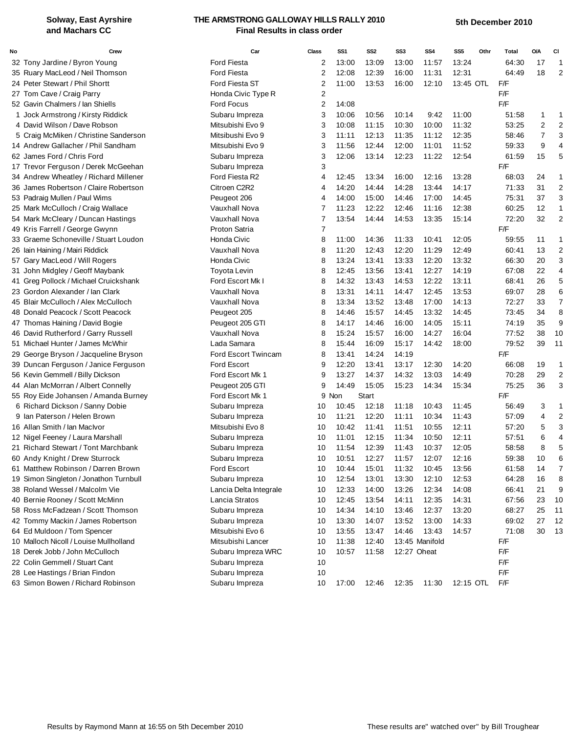**Solway, East Ayrshire and Machars CC**

# THE ARMSTRONG GALLOWAY HILLS RALLY 2010

## Final Results in class order

**5th December 2010**

| No | Crew | Car | Class | SS1 | SS2 | SS3 | SS4 | SS5 | Othr | Total | O/A | Cl |
|---|---|---|---|---|---|---|---|---|---|---|---|---|
| 32 | Tony Jardine / Byron Young | Ford Fiesta | 2 | 13:00 | 13:09 | 13:00 | 11:57 | 13:24 | | 64:30 | 17 | 1 |
| 35 | Ruary MacLeod / Neil Thomson | Ford Fiesta | 2 | 12:08 | 12:39 | 16:00 | 11:31 | 12:31 | | 64:49 | 18 | 2 |
| 24 | Peter Stewart / Phil Shortt | Ford Fiesta ST | 2 | 11:00 | 13:53 | 16:00 | 12:10 | 13:45 | OTL | F/F | | |
| 27 | Tom Cave / Craig Parry | Honda Civic Type R | 2 | | | | | | | F/F | | |
| 52 | Gavin Chalmers / Ian Shiells | Ford Focus | 2 | 14:08 | | | | | | F/F | | |
| 1 | Jock Armstrong / Kirsty Riddick | Subaru Impreza | 3 | 10:06 | 10:56 | 10:14 | 9:42 | 11:00 | | 51:58 | 1 | 1 |
| 4 | David Wilson / Dave Robson | Mitsibushi Evo 9 | 3 | 10:08 | 11:15 | 10:30 | 10:00 | 11:32 | | 53:25 | 2 | 2 |
| 5 | Craig McMiken / Christine Sanderson | Mitsibushi Evo 9 | 3 | 11:11 | 12:13 | 11:35 | 11:12 | 12:35 | | 58:46 | 7 | 3 |
| 14 | Andrew Gallacher / Phil Sandham | Mitsibushi Evo 9 | 3 | 11:56 | 12:44 | 12:00 | 11:01 | 11:52 | | 59:33 | 9 | 4 |
| 62 | James Ford / Chris Ford | Subaru Impreza | 3 | 12:06 | 13:14 | 12:23 | 11:22 | 12:54 | | 61:59 | 15 | 5 |
| 17 | Trevor Ferguson / Derek McGeehan | Subaru Impreza | 3 | | | | | | | F/F | | |
| 34 | Andrew Wheatley / Richard Millener | Ford Fiesta R2 | 4 | 12:45 | 13:34 | 16:00 | 12:16 | 13:28 | | 68:03 | 24 | 1 |
| 36 | James Robertson / Claire Robertson | Citroen C2R2 | 4 | 14:20 | 14:44 | 14:28 | 13:44 | 14:17 | | 71:33 | 31 | 2 |
| 53 | Padraig Mullen / Paul Wims | Peugeot 206 | 4 | 14:00 | 15:00 | 14:46 | 17:00 | 14:45 | | 75:31 | 37 | 3 |
| 25 | Mark McCulloch / Craig Wallace | Vauxhall Nova | 7 | 11:23 | 12:22 | 12:46 | 11:16 | 12:38 | | 60:25 | 12 | 1 |
| 54 | Mark McCleary / Duncan Hastings | Vauxhall Nova | 7 | 13:54 | 14:44 | 14:53 | 13:35 | 15:14 | | 72:20 | 32 | 2 |
| 49 | Kris Farrell / George Gwynn | Proton Satria | 7 | | | | | | | F/F | | |
| 33 | Graeme Schoneville / Stuart Loudon | Honda Civic | 8 | 11:00 | 14:36 | 11:33 | 10:41 | 12:05 | | 59:55 | 11 | 1 |
| 26 | Iain Haining / Mairi Riddick | Vauxhall Nova | 8 | 11:20 | 12:43 | 12:20 | 11:29 | 12:49 | | 60:41 | 13 | 2 |
| 57 | Gary MacLeod / Will Rogers | Honda Civic | 8 | 13:24 | 13:41 | 13:33 | 12:20 | 13:32 | | 66:30 | 20 | 3 |
| 31 | John Midgley / Geoff Maybank | Toyota Levin | 8 | 12:45 | 13:56 | 13:41 | 12:27 | 14:19 | | 67:08 | 22 | 4 |
| 41 | Greg Pollock / Michael Cruickshank | Ford Escort Mk I | 8 | 14:32 | 13:43 | 14:53 | 12:22 | 13:11 | | 68:41 | 26 | 5 |
| 23 | Gordon Alexander / Ian Clark | Vauxhall Nova | 8 | 13:31 | 14:11 | 14:47 | 12:45 | 13:53 | | 69:07 | 28 | 6 |
| 45 | Blair McCulloch / Alex McCulloch | Vauxhall Nova | 8 | 13:34 | 13:52 | 13:48 | 17:00 | 14:13 | | 72:27 | 33 | 7 |
| 48 | Donald Peacock / Scott Peacock | Peugeot 205 | 8 | 14:46 | 15:57 | 14:45 | 13:32 | 14:45 | | 73:45 | 34 | 8 |
| 47 | Thomas Haining / David Bogie | Peugeot 205 GTI | 8 | 14:17 | 14:46 | 16:00 | 14:05 | 15:11 | | 74:19 | 35 | 9 |
| 46 | David Rutherford / Garry Russell | Vauxhall Nova | 8 | 15:24 | 15:57 | 16:00 | 14:27 | 16:04 | | 77:52 | 38 | 10 |
| 51 | Michael Hunter / James McWhir | Lada Samara | 8 | 15:44 | 16:09 | 15:17 | 14:42 | 18:00 | | 79:52 | 39 | 11 |
| 29 | George Bryson / Jacqueline Bryson | Ford Escort Twincam | 8 | 13:41 | 14:24 | 14:19 | | | | F/F | | |
| 39 | Duncan Ferguson / Janice Ferguson | Ford Escort | 9 | 12:20 | 13:41 | 13:17 | 12:30 | 14:20 | | 66:08 | 19 | 1 |
| 56 | Kevin Gemmell / Billy Dickson | Ford Escort Mk 1 | 9 | 13:27 | 14:37 | 14:32 | 13:03 | 14:49 | | 70:28 | 29 | 2 |
| 44 | Alan McMorran / Albert Connelly | Peugeot 205 GTI | 9 | 14:49 | 15:05 | 15:23 | 14:34 | 15:34 | | 75:25 | 36 | 3 |
| 55 | Roy Eide Johansen / Amanda Burney | Ford Escort Mk 1 | 9 | Non | Start | | | | | F/F | | |
| 6 | Richard Dickson / Sanny Dobie | Subaru Impreza | 10 | 10:45 | 12:18 | 11:18 | 10:43 | 11:45 | | 56:49 | 3 | 1 |
| 9 | Ian Paterson / Helen Brown | Subaru Impreza | 10 | 11:21 | 12:20 | 11:11 | 10:34 | 11:43 | | 57:09 | 4 | 2 |
| 16 | Allan Smith / Ian MacIvor | Mitsubishi Evo 8 | 10 | 10:42 | 11:41 | 11:51 | 10:55 | 12:11 | | 57:20 | 5 | 3 |
| 12 | Nigel Feeney / Laura Marshall | Subaru Impreza | 10 | 11:01 | 12:15 | 11:34 | 10:50 | 12:11 | | 57:51 | 6 | 4 |
| 21 | Richard Stewart / Tont Marchbank | Subaru Impreza | 10 | 11:54 | 12:39 | 11:43 | 10:37 | 12:05 | | 58:58 | 8 | 5 |
| 60 | Andy Knight / Drew Sturrock | Subaru Impreza | 10 | 10:51 | 12:27 | 11:57 | 12:07 | 12:16 | | 59:38 | 10 | 6 |
| 61 | Matthew Robinson / Darren Brown | Ford Escort | 10 | 10:44 | 15:01 | 11:32 | 10:45 | 13:56 | | 61:58 | 14 | 7 |
| 19 | Simon Singleton / Jonathon Turnbull | Subaru Impreza | 10 | 12:54 | 13:01 | 13:30 | 12:10 | 12:53 | | 64:28 | 16 | 8 |
| 38 | Roland Wessel / Malcolm Vie | Lancia Delta Integrale | 10 | 12:33 | 14:00 | 13:26 | 12:34 | 14:08 | | 66:41 | 21 | 9 |
| 40 | Bernie Rooney / Scott McMinn | Lancia Stratos | 10 | 12:45 | 13:54 | 14:11 | 12:35 | 14:31 | | 67:56 | 23 | 10 |
| 58 | Ross McFadzean / Scott Thomson | Subaru Impreza | 10 | 14:34 | 14:10 | 13:46 | 12:37 | 13:20 | | 68:27 | 25 | 11 |
| 42 | Tommy Mackin / James Robertson | Subaru Impreza | 10 | 13:30 | 14:07 | 13:52 | 13:00 | 14:33 | | 69:02 | 27 | 12 |
| 64 | Ed Muldoon / Tom Spencer | Mitsubishi Evo 6 | 10 | 13:55 | 13:47 | 14:46 | 13:43 | 14:57 | | 71:08 | 30 | 13 |
| 10 | Malloch Nicoll / Louise Mullholland | Mitsubishi Lancer | 10 | 11:38 | 12:40 | 13:45 | Manifold | | | F/F | | |
| 18 | Derek Jobb / John McCulloch | Subaru Impreza WRC | 10 | 10:57 | 11:58 | 12:27 | Oheat | | | F/F | | |
| 22 | Colin Gemmell / Stuart Cant | Subaru Impreza | 10 | | | | | | | F/F | | |
| 28 | Lee Hastings / Brian Findon | Subaru Impreza | 10 | | | | | | | F/F | | |
| 63 | Simon Bowen / Richard Robinson | Subaru Impreza | 10 | 17:00 | 12:46 | 12:35 | 11:30 | 12:15 | OTL | F/F | | |

Results by Raymond Mann at 16:55 on 5th December 2010

These results are" watched over" by Bill Troughear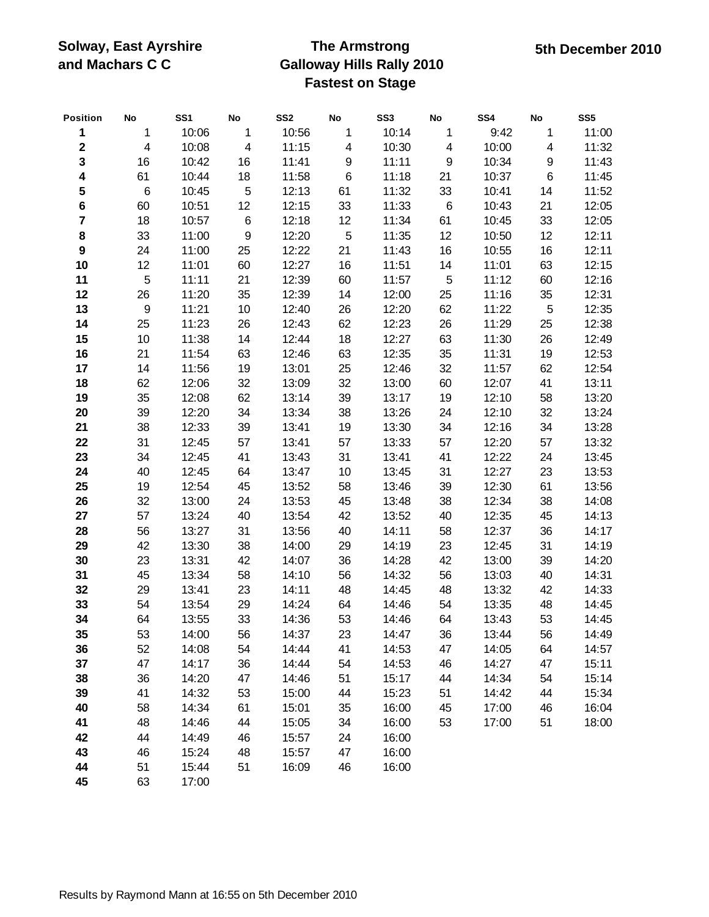**Solway, East Ayrshire and Machars C C**

# The Armstrong Galloway Hills Rally 2010 Fastest on Stage

**5th December 2010**

| Position | No | SS1 | No | SS2 | No | SS3 | No | SS4 | No | SS5 |
|---|---|---|---|---|---|---|---|---|---|---|
| **1** | 1 | 10:06 | 1 | 10:56 | 1 | 10:14 | 1 | 9:42 | 1 | 11:00 |
| **2** | 4 | 10:08 | 4 | 11:15 | 4 | 10:30 | 4 | 10:00 | 4 | 11:32 |
| **3** | 16 | 10:42 | 16 | 11:41 | 9 | 11:11 | 9 | 10:34 | 9 | 11:43 |
| **4** | 61 | 10:44 | 18 | 11:58 | 6 | 11:18 | 21 | 10:37 | 6 | 11:45 |
| **5** | 6 | 10:45 | 5 | 12:13 | 61 | 11:32 | 33 | 10:41 | 14 | 11:52 |
| **6** | 60 | 10:51 | 12 | 12:15 | 33 | 11:33 | 6 | 10:43 | 21 | 12:05 |
| **7** | 18 | 10:57 | 6 | 12:18 | 12 | 11:34 | 61 | 10:45 | 33 | 12:05 |
| **8** | 33 | 11:00 | 9 | 12:20 | 5 | 11:35 | 12 | 10:50 | 12 | 12:11 |
| **9** | 24 | 11:00 | 25 | 12:22 | 21 | 11:43 | 16 | 10:55 | 16 | 12:11 |
| **10** | 12 | 11:01 | 60 | 12:27 | 16 | 11:51 | 14 | 11:01 | 63 | 12:15 |
| **11** | 5 | 11:11 | 21 | 12:39 | 60 | 11:57 | 5 | 11:12 | 60 | 12:16 |
| **12** | 26 | 11:20 | 35 | 12:39 | 14 | 12:00 | 25 | 11:16 | 35 | 12:31 |
| **13** | 9 | 11:21 | 10 | 12:40 | 26 | 12:20 | 62 | 11:22 | 5 | 12:35 |
| **14** | 25 | 11:23 | 26 | 12:43 | 62 | 12:23 | 26 | 11:29 | 25 | 12:38 |
| **15** | 10 | 11:38 | 14 | 12:44 | 18 | 12:27 | 63 | 11:30 | 26 | 12:49 |
| **16** | 21 | 11:54 | 63 | 12:46 | 63 | 12:35 | 35 | 11:31 | 19 | 12:53 |
| **17** | 14 | 11:56 | 19 | 13:01 | 25 | 12:46 | 32 | 11:57 | 62 | 12:54 |
| **18** | 62 | 12:06 | 32 | 13:09 | 32 | 13:00 | 60 | 12:07 | 41 | 13:11 |
| **19** | 35 | 12:08 | 62 | 13:14 | 39 | 13:17 | 19 | 12:10 | 58 | 13:20 |
| **20** | 39 | 12:20 | 34 | 13:34 | 38 | 13:26 | 24 | 12:10 | 32 | 13:24 |
| **21** | 38 | 12:33 | 39 | 13:41 | 19 | 13:30 | 34 | 12:16 | 34 | 13:28 |
| **22** | 31 | 12:45 | 57 | 13:41 | 57 | 13:33 | 57 | 12:20 | 57 | 13:32 |
| **23** | 34 | 12:45 | 41 | 13:43 | 31 | 13:41 | 41 | 12:22 | 24 | 13:45 |
| **24** | 40 | 12:45 | 64 | 13:47 | 10 | 13:45 | 31 | 12:27 | 23 | 13:53 |
| **25** | 19 | 12:54 | 45 | 13:52 | 58 | 13:46 | 39 | 12:30 | 61 | 13:56 |
| **26** | 32 | 13:00 | 24 | 13:53 | 45 | 13:48 | 38 | 12:34 | 38 | 14:08 |
| **27** | 57 | 13:24 | 40 | 13:54 | 42 | 13:52 | 40 | 12:35 | 45 | 14:13 |
| **28** | 56 | 13:27 | 31 | 13:56 | 40 | 14:11 | 58 | 12:37 | 36 | 14:17 |
| **29** | 42 | 13:30 | 38 | 14:00 | 29 | 14:19 | 23 | 12:45 | 31 | 14:19 |
| **30** | 23 | 13:31 | 42 | 14:07 | 36 | 14:28 | 42 | 13:00 | 39 | 14:20 |
| **31** | 45 | 13:34 | 58 | 14:10 | 56 | 14:32 | 56 | 13:03 | 40 | 14:31 |
| **32** | 29 | 13:41 | 23 | 14:11 | 48 | 14:45 | 48 | 13:32 | 42 | 14:33 |
| **33** | 54 | 13:54 | 29 | 14:24 | 64 | 14:46 | 54 | 13:35 | 48 | 14:45 |
| **34** | 64 | 13:55 | 33 | 14:36 | 53 | 14:46 | 64 | 13:43 | 53 | 14:45 |
| **35** | 53 | 14:00 | 56 | 14:37 | 23 | 14:47 | 36 | 13:44 | 56 | 14:49 |
| **36** | 52 | 14:08 | 54 | 14:44 | 41 | 14:53 | 47 | 14:05 | 64 | 14:57 |
| **37** | 47 | 14:17 | 36 | 14:44 | 54 | 14:53 | 46 | 14:27 | 47 | 15:11 |
| **38** | 36 | 14:20 | 47 | 14:46 | 51 | 15:17 | 44 | 14:34 | 54 | 15:14 |
| **39** | 41 | 14:32 | 53 | 15:00 | 44 | 15:23 | 51 | 14:42 | 44 | 15:34 |
| **40** | 58 | 14:34 | 61 | 15:01 | 35 | 16:00 | 45 | 17:00 | 46 | 16:04 |
| **41** | 48 | 14:46 | 44 | 15:05 | 34 | 16:00 | 53 | 17:00 | 51 | 18:00 |
| **42** | 44 | 14:49 | 46 | 15:57 | 24 | 16:00 | | | | |
| **43** | 46 | 15:24 | 48 | 15:57 | 47 | 16:00 | | | | |
| **44** | 51 | 15:44 | 51 | 16:09 | 46 | 16:00 | | | | |
| **45** | 63 | 17:00 | | | | | | | | |

Results by Raymond Mann at 16:55 on 5th December 2010